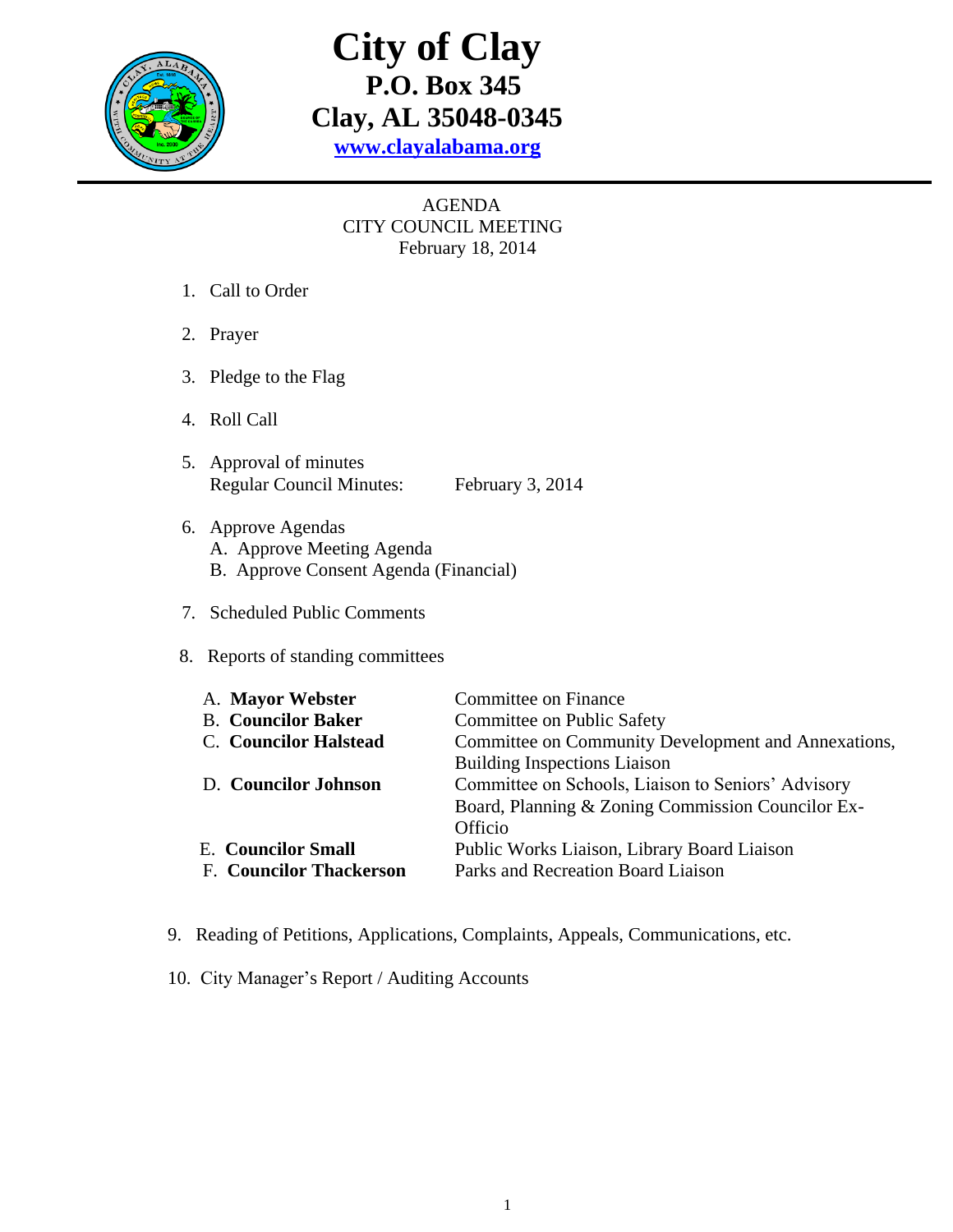# City of Clay
## P.O. Box 345
## Clay, AL 35048-0345
**www.clayalabama.org**

AGENDA
CITY COUNCIL MEETING
February 18, 2014

1. Call to Order
2. Prayer
3. Pledge to the Flag
4. Roll Call
5. Approval of minutes
   Regular Council Minutes: February 3, 2014
6. Approve Agendas
   A. Approve Meeting Agenda
   B. Approve Consent Agenda (Financial)
7. Scheduled Public Comments
8. Reports of standing committees

| | |
|---|---|
| A. **Mayor Webster** | Committee on Finance |
| B. **Councilor Baker** | Committee on Public Safety |
| C. **Councilor Halstead** | Committee on Community Development and Annexations, Building Inspections Liaison |
| D. **Councilor Johnson** | Committee on Schools, Liaison to Seniors' Advisory Board, Planning & Zoning Commission Councilor Ex-Officio |
| E. **Councilor Small** | Public Works Liaison, Library Board Liaison |
| F. **Councilor Thackerson** | Parks and Recreation Board Liaison |

9. Reading of Petitions, Applications, Complaints, Appeals, Communications, etc.
10. City Manager's Report / Auditing Accounts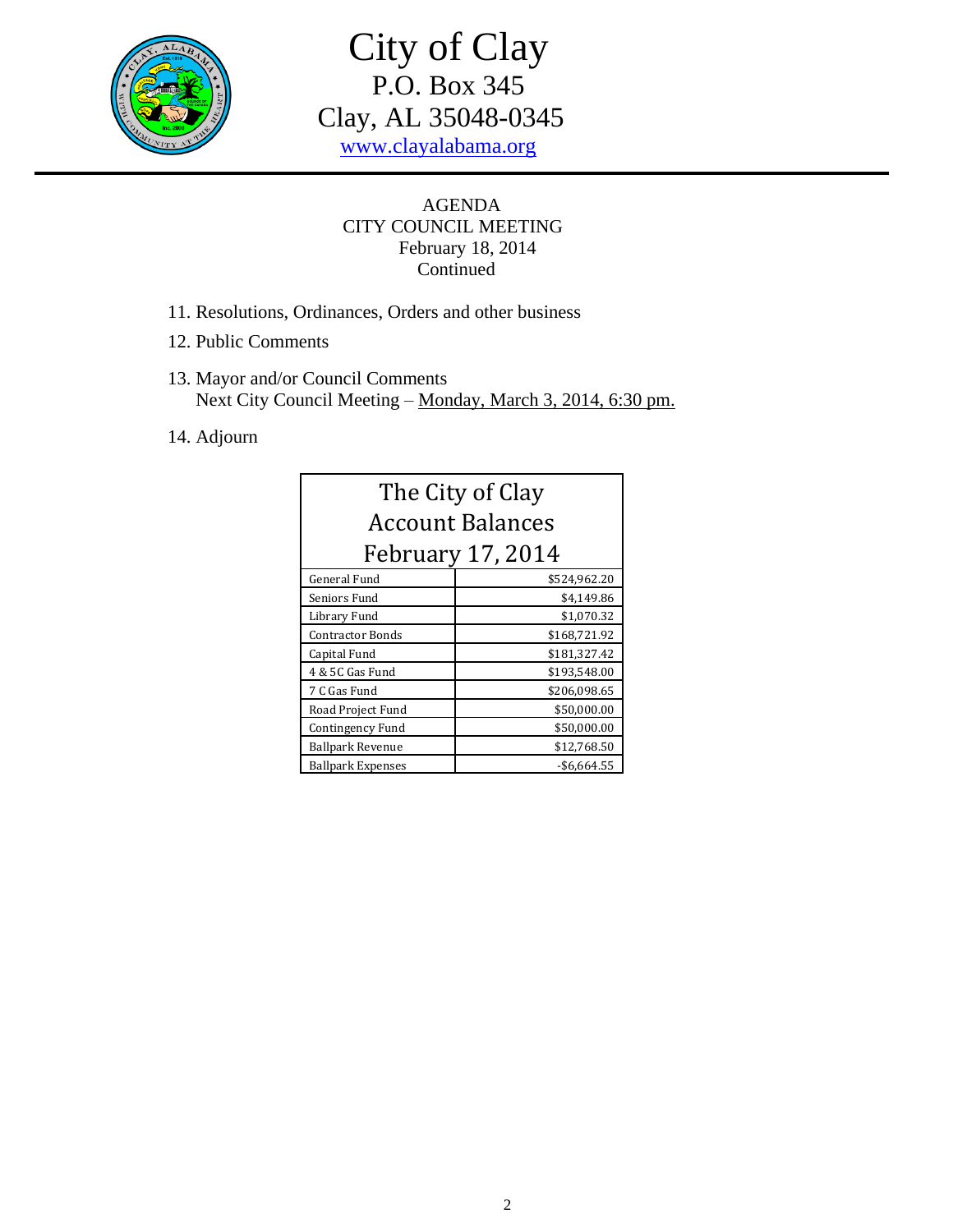# City of Clay

P.O. Box 345
Clay, AL 35048-0345
www.clayalabama.org

AGENDA
CITY COUNCIL MEETING
February 18, 2014
Continued

11. Resolutions, Ordinances, Orders and other business
12. Public Comments
13. Mayor and/or Council Comments
    Next City Council Meeting – Monday, March 3, 2014, 6:30 pm.
14. Adjourn

| The City of Clay Account Balances February 17, 2014 | |
|---|---|
| General Fund | $524,962.20 |
| Seniors Fund | $4,149.86 |
| Library Fund | $1,070.32 |
| Contractor Bonds | $168,721.92 |
| Capital Fund | $181,327.42 |
| 4 & 5C Gas Fund | $193,548.00 |
| 7 C Gas Fund | $206,098.65 |
| Road Project Fund | $50,000.00 |
| Contingency Fund | $50,000.00 |
| Ballpark Revenue | $12,768.50 |
| Ballpark Expenses | -$6,664.55 |